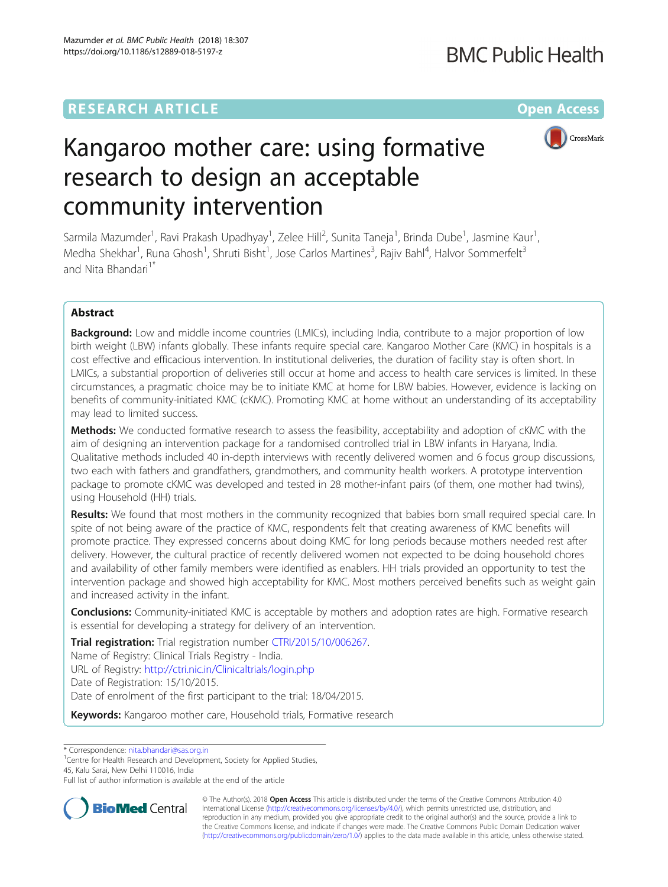RESEARCH ARTICLE Open Access

# Kangaroo mother care: using formative research to design an acceptable community intervention

Sarmila Mazumder[1], Ravi Prakash Upadhyay[1], Zelee Hill[2], Sunita Taneja[1], Brinda Dube[1], Jasmine Kaur[1], Medha Shekhar[1], Runa Ghosh[1], Shruti Bisht[1], Jose Carlos Martines[3], Rajiv Bahl[4], Halvor Sommerfelt[3] and Nita Bhandari[1*]

## Abstract

**Background:** Low and middle income countries (LMICs), including India, contribute to a major proportion of low birth weight (LBW) infants globally. These infants require special care. Kangaroo Mother Care (KMC) in hospitals is a cost effective and efficacious intervention. In institutional deliveries, the duration of facility stay is often short. In LMICs, a substantial proportion of deliveries still occur at home and access to health care services is limited. In these circumstances, a pragmatic choice may be to initiate KMC at home for LBW babies. However, evidence is lacking on benefits of community-initiated KMC (cKMC). Promoting KMC at home without an understanding of its acceptability may lead to limited success.

**Methods:** We conducted formative research to assess the feasibility, acceptability and adoption of cKMC with the aim of designing an intervention package for a randomised controlled trial in LBW infants in Haryana, India. Qualitative methods included 40 in-depth interviews with recently delivered women and 6 focus group discussions, two each with fathers and grandfathers, grandmothers, and community health workers. A prototype intervention package to promote cKMC was developed and tested in 28 mother-infant pairs (of them, one mother had twins), using Household (HH) trials.

**Results:** We found that most mothers in the community recognized that babies born small required special care. In spite of not being aware of the practice of KMC, respondents felt that creating awareness of KMC benefits will promote practice. They expressed concerns about doing KMC for long periods because mothers needed rest after delivery. However, the cultural practice of recently delivered women not expected to be doing household chores and availability of other family members were identified as enablers. HH trials provided an opportunity to test the intervention package and showed high acceptability for KMC. Most mothers perceived benefits such as weight gain and increased activity in the infant.

**Conclusions:** Community-initiated KMC is acceptable by mothers and adoption rates are high. Formative research is essential for developing a strategy for delivery of an intervention.

**Trial registration:** Trial registration number CTRI/2015/10/006267.
Name of Registry: Clinical Trials Registry - India.
URL of Registry: http://ctri.nic.in/Clinicaltrials/login.php
Date of Registration: 15/10/2015.
Date of enrolment of the first participant to the trial: 18/04/2015.

**Keywords:** Kangaroo mother care, Household trials, Formative research

\* Correspondence: nita.bhandari@sas.org.in
[1]Centre for Health Research and Development, Society for Applied Studies, 45, Kalu Sarai, New Delhi 110016, India
Full list of author information is available at the end of the article

© The Author(s). 2018 **Open Access** This article is distributed under the terms of the Creative Commons Attribution 4.0 International License (http://creativecommons.org/licenses/by/4.0/), which permits unrestricted use, distribution, and reproduction in any medium, provided you give appropriate credit to the original author(s) and the source, provide a link to the Creative Commons license, and indicate if changes were made. The Creative Commons Public Domain Dedication waiver (http://creativecommons.org/publicdomain/zero/1.0/) applies to the data made available in this article, unless otherwise stated.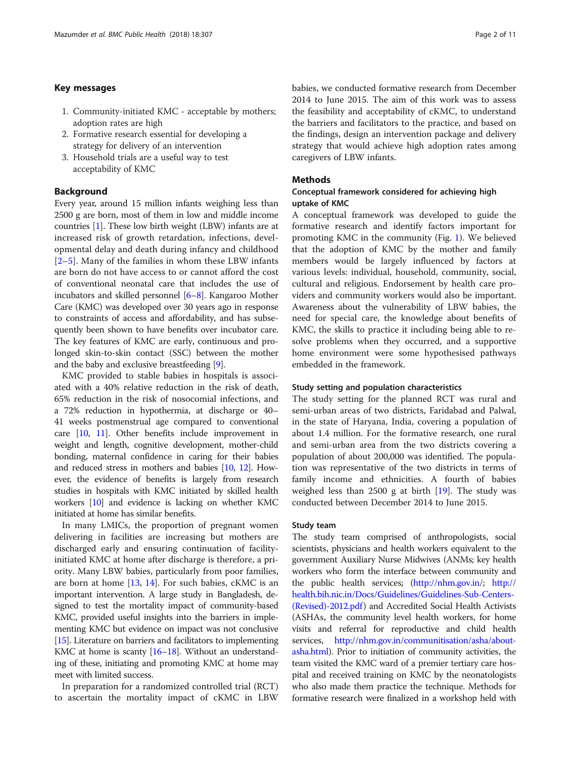## Key messages

1. Community-initiated KMC - acceptable by mothers; adoption rates are high
2. Formative research essential for developing a strategy for delivery of an intervention
3. Household trials are a useful way to test acceptability of KMC

## Background

Every year, around 15 million infants weighing less than 2500 g are born, most of them in low and middle income countries [1]. These low birth weight (LBW) infants are at increased risk of growth retardation, infections, developmental delay and death during infancy and childhood [2–5]. Many of the families in whom these LBW infants are born do not have access to or cannot afford the cost of conventional neonatal care that includes the use of incubators and skilled personnel [6–8]. Kangaroo Mother Care (KMC) was developed over 30 years ago in response to constraints of access and affordability, and has subsequently been shown to have benefits over incubator care. The key features of KMC are early, continuous and prolonged skin-to-skin contact (SSC) between the mother and the baby and exclusive breastfeeding [9].

KMC provided to stable babies in hospitals is associated with a 40% relative reduction in the risk of death, 65% reduction in the risk of nosocomial infections, and a 72% reduction in hypothermia, at discharge or 40–41 weeks postmenstrual age compared to conventional care [10, 11]. Other benefits include improvement in weight and length, cognitive development, mother-child bonding, maternal confidence in caring for their babies and reduced stress in mothers and babies [10, 12]. However, the evidence of benefits is largely from research studies in hospitals with KMC initiated by skilled health workers [10] and evidence is lacking on whether KMC initiated at home has similar benefits.

In many LMICs, the proportion of pregnant women delivering in facilities are increasing but mothers are discharged early and ensuring continuation of facility-initiated KMC at home after discharge is therefore, a priority. Many LBW babies, particularly from poor families, are born at home [13, 14]. For such babies, cKMC is an important intervention. A large study in Bangladesh, designed to test the mortality impact of community-based KMC, provided useful insights into the barriers in implementing KMC but evidence on impact was not conclusive [15]. Literature on barriers and facilitators to implementing KMC at home is scanty [16–18]. Without an understanding of these, initiating and promoting KMC at home may meet with limited success.

In preparation for a randomized controlled trial (RCT) to ascertain the mortality impact of cKMC in LBW babies, we conducted formative research from December 2014 to June 2015. The aim of this work was to assess the feasibility and acceptability of cKMC, to understand the barriers and facilitators to the practice, and based on the findings, design an intervention package and delivery strategy that would achieve high adoption rates among caregivers of LBW infants.

## Methods

### Conceptual framework considered for achieving high uptake of KMC

A conceptual framework was developed to guide the formative research and identify factors important for promoting KMC in the community (Fig. 1). We believed that the adoption of KMC by the mother and family members would be largely influenced by factors at various levels: individual, household, community, social, cultural and religious. Endorsement by health care providers and community workers would also be important. Awareness about the vulnerability of LBW babies, the need for special care, the knowledge about benefits of KMC, the skills to practice it including being able to resolve problems when they occurred, and a supportive home environment were some hypothesised pathways embedded in the framework.

### Study setting and population characteristics

The study setting for the planned RCT was rural and semi-urban areas of two districts, Faridabad and Palwal, in the state of Haryana, India, covering a population of about 1.4 million. For the formative research, one rural and semi-urban area from the two districts covering a population of about 200,000 was identified. The population was representative of the two districts in terms of family income and ethnicities. A fourth of babies weighed less than 2500 g at birth [19]. The study was conducted between December 2014 to June 2015.

### Study team

The study team comprised of anthropologists, social scientists, physicians and health workers equivalent to the government Auxiliary Nurse Midwives (ANMs; key health workers who form the interface between community and the public health services; (http://nhm.gov.in/; http://health.bih.nic.in/Docs/Guidelines/Guidelines-Sub-Centers-(Revised)-2012.pdf) and Accredited Social Health Activists (ASHAs, the community level health workers, for home visits and referral for reproductive and child health services, http://nhm.gov.in/communitisation/asha/about-asha.html). Prior to initiation of community activities, the team visited the KMC ward of a premier tertiary care hospital and received training on KMC by the neonatologists who also made them practice the technique. Methods for formative research were finalized in a workshop held with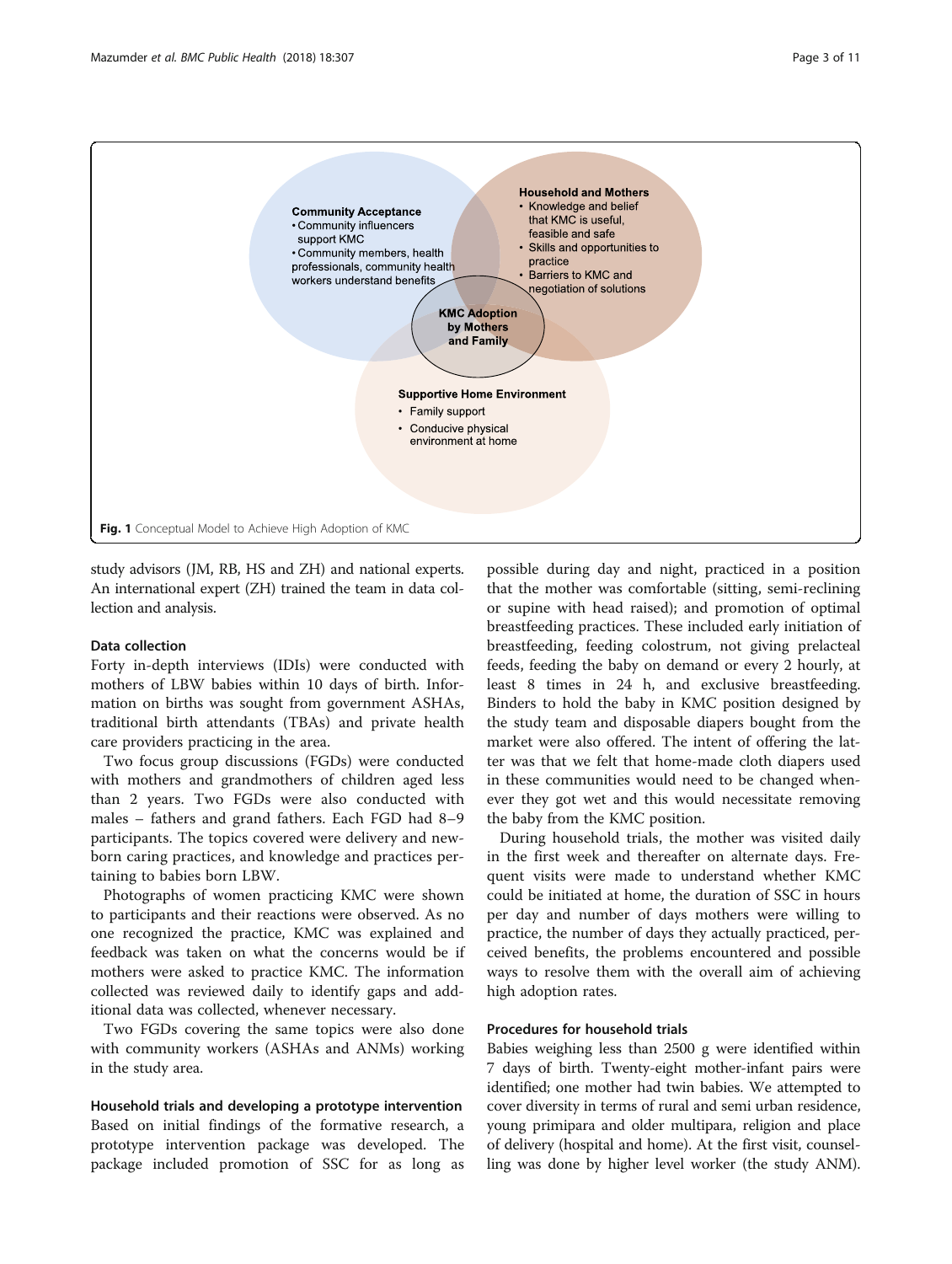**Community Acceptance**
- Community influencers support KMC
- Community members, health professionals, community health workers understand benefits

**Household and Mothers**
- Knowledge and belief that KMC is useful, feasible and safe
- Skills and opportunities to practice
- Barriers to KMC and negotiation of solutions

**KMC Adoption by Mothers and Family**

**Supportive Home Environment**
- Family support
- Conducive physical environment at home

**Fig. 1** Conceptual Model to Achieve High Adoption of KMC

study advisors (JM, RB, HS and ZH) and national experts. An international expert (ZH) trained the team in data collection and analysis.

### Data collection

Forty in-depth interviews (IDIs) were conducted with mothers of LBW babies within 10 days of birth. Information on births was sought from government ASHAs, traditional birth attendants (TBAs) and private health care providers practicing in the area.

Two focus group discussions (FGDs) were conducted with mothers and grandmothers of children aged less than 2 years. Two FGDs were also conducted with males – fathers and grand fathers. Each FGD had 8–9 participants. The topics covered were delivery and newborn caring practices, and knowledge and practices pertaining to babies born LBW.

Photographs of women practicing KMC were shown to participants and their reactions were observed. As no one recognized the practice, KMC was explained and feedback was taken on what the concerns would be if mothers were asked to practice KMC. The information collected was reviewed daily to identify gaps and additional data was collected, whenever necessary.

Two FGDs covering the same topics were also done with community workers (ASHAs and ANMs) working in the study area.

### Household trials and developing a prototype intervention

Based on initial findings of the formative research, a prototype intervention package was developed. The package included promotion of SSC for as long as possible during day and night, practiced in a position that the mother was comfortable (sitting, semi-reclining or supine with head raised); and promotion of optimal breastfeeding practices. These included early initiation of breastfeeding, feeding colostrum, not giving prelacteal feeds, feeding the baby on demand or every 2 hourly, at least 8 times in 24 h, and exclusive breastfeeding. Binders to hold the baby in KMC position designed by the study team and disposable diapers bought from the market were also offered. The intent of offering the latter was that we felt that home-made cloth diapers used in these communities would need to be changed whenever they got wet and this would necessitate removing the baby from the KMC position.

During household trials, the mother was visited daily in the first week and thereafter on alternate days. Frequent visits were made to understand whether KMC could be initiated at home, the duration of SSC in hours per day and number of days mothers were willing to practice, the number of days they actually practiced, perceived benefits, the problems encountered and possible ways to resolve them with the overall aim of achieving high adoption rates.

### Procedures for household trials

Babies weighing less than 2500 g were identified within 7 days of birth. Twenty-eight mother-infant pairs were identified; one mother had twin babies. We attempted to cover diversity in terms of rural and semi urban residence, young primipara and older multipara, religion and place of delivery (hospital and home). At the first visit, counselling was done by higher level worker (the study ANM).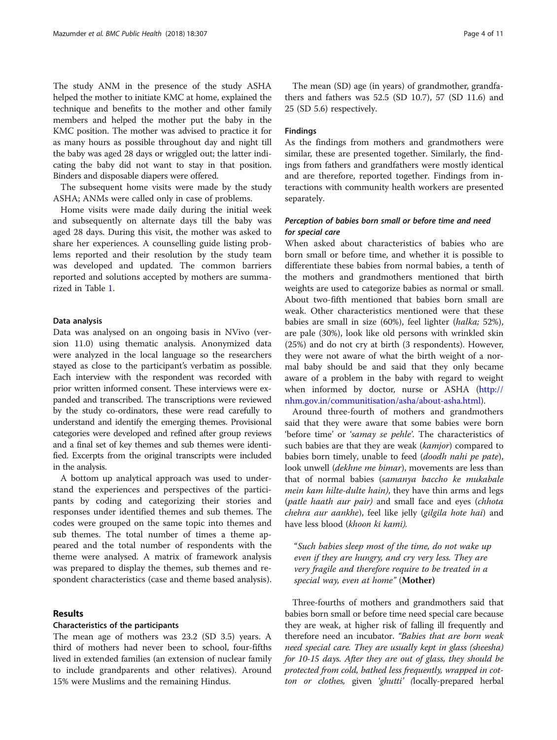The study ANM in the presence of the study ASHA helped the mother to initiate KMC at home, explained the technique and benefits to the mother and other family members and helped the mother put the baby in the KMC position. The mother was advised to practice it for as many hours as possible throughout day and night till the baby was aged 28 days or wriggled out; the latter indicating the baby did not want to stay in that position. Binders and disposable diapers were offered.

The subsequent home visits were made by the study ASHA; ANMs were called only in case of problems.

Home visits were made daily during the initial week and subsequently on alternate days till the baby was aged 28 days. During this visit, the mother was asked to share her experiences. A counselling guide listing problems reported and their resolution by the study team was developed and updated. The common barriers reported and solutions accepted by mothers are summarized in Table 1.

### Data analysis

Data was analysed on an ongoing basis in NVivo (version 11.0) using thematic analysis. Anonymized data were analyzed in the local language so the researchers stayed as close to the participant's verbatim as possible. Each interview with the respondent was recorded with prior written informed consent. These interviews were expanded and transcribed. The transcriptions were reviewed by the study co-ordinators, these were read carefully to understand and identify the emerging themes. Provisional categories were developed and refined after group reviews and a final set of key themes and sub themes were identified. Excerpts from the original transcripts were included in the analysis.

A bottom up analytical approach was used to understand the experiences and perspectives of the participants by coding and categorizing their stories and responses under identified themes and sub themes. The codes were grouped on the same topic into themes and sub themes. The total number of times a theme appeared and the total number of respondents with the theme were analysed. A matrix of framework analysis was prepared to display the themes, sub themes and respondent characteristics (case and theme based analysis).

## Results

### Characteristics of the participants

The mean age of mothers was 23.2 (SD 3.5) years. A third of mothers had never been to school, four-fifths lived in extended families (an extension of nuclear family to include grandparents and other relatives). Around 15% were Muslims and the remaining Hindus.

The mean (SD) age (in years) of grandmother, grandfathers and fathers was 52.5 (SD 10.7), 57 (SD 11.6) and 25 (SD 5.6) respectively.

### Findings

As the findings from mothers and grandmothers were similar, these are presented together. Similarly, the findings from fathers and grandfathers were mostly identical and are therefore, reported together. Findings from interactions with community health workers are presented separately.

#### *Perception of babies born small or before time and need for special care*

When asked about characteristics of babies who are born small or before time, and whether it is possible to differentiate these babies from normal babies, a tenth of the mothers and grandmothers mentioned that birth weights are used to categorize babies as normal or small. About two-fifth mentioned that babies born small are weak. Other characteristics mentioned were that these babies are small in size (60%), feel lighter (*halka;* 52%), are pale (30%), look like old persons with wrinkled skin (25%) and do not cry at birth (3 respondents). However, they were not aware of what the birth weight of a normal baby should be and said that they only became aware of a problem in the baby with regard to weight when informed by doctor, nurse or ASHA (http://nhm.gov.in/communitisation/asha/about-asha.html).

Around three-fourth of mothers and grandmothers said that they were aware that some babies were born 'before time' or *'samay se pehle'*. The characteristics of such babies are that they are weak (*kamjor*) compared to babies born timely, unable to feed (*doodh nahi pe pate*), look unwell (*dekhne me bimar*), movements are less than that of normal babies (*samanya baccho ke mukabale mein kam hilte-dulte hain)*, they have thin arms and legs (*patle haath aur pair)* and small face and eyes (*chhota chehra aur aankhe*), feel like jelly (*gilgila hote hai*) and have less blood (*khoon ki kami).*

> "*Such babies sleep most of the time, do not wake up even if they are hungry, and cry very less. They are very fragile and therefore require to be treated in a special way, even at home"* **(Mother)**

Three-fourths of mothers and grandmothers said that babies born small or before time need special care because they are weak, at higher risk of falling ill frequently and therefore need an incubator. *"Babies that are born weak need special care. They are usually kept in glass (sheesha) for 10-15 days. After they are out of glass, they should be protected from cold, bathed less frequently, wrapped in cotton or clothes,* given *'ghutti' (*locally-prepared herbal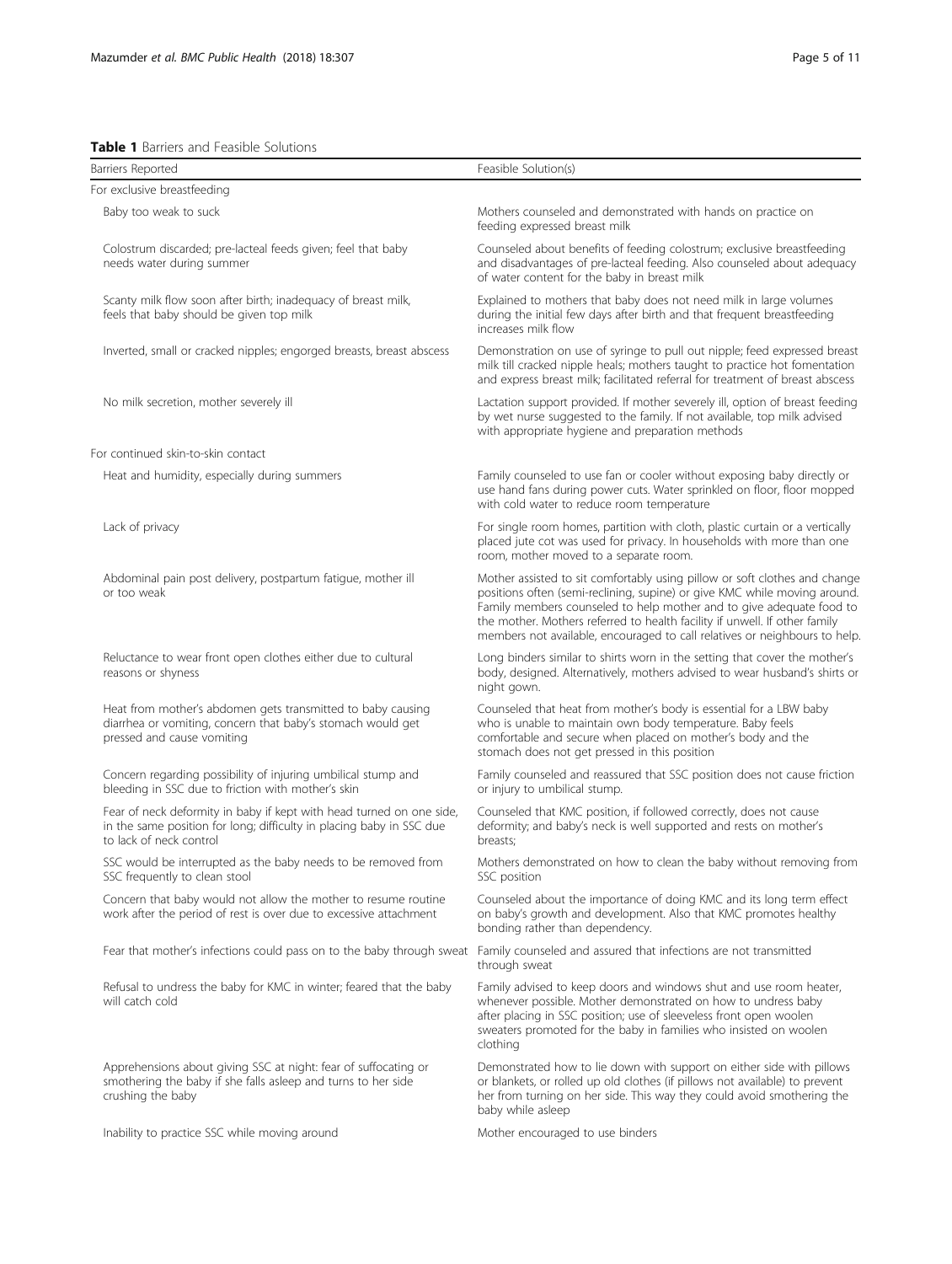**Table 1** Barriers and Feasible Solutions

| Barriers Reported | Feasible Solution(s) |
|---|---|
| For exclusive breastfeeding | |
| Baby too weak to suck | Mothers counseled and demonstrated with hands on practice on feeding expressed breast milk |
| Colostrum discarded; pre-lacteal feeds given; feel that baby needs water during summer | Counseled about benefits of feeding colostrum; exclusive breastfeeding and disadvantages of pre-lacteal feeding. Also counseled about adequacy of water content for the baby in breast milk |
| Scanty milk flow soon after birth; inadequacy of breast milk, feels that baby should be given top milk | Explained to mothers that baby does not need milk in large volumes during the initial few days after birth and that frequent breastfeeding increases milk flow |
| Inverted, small or cracked nipples; engorged breasts, breast abscess | Demonstration on use of syringe to pull out nipple; feed expressed breast milk till cracked nipple heals; mothers taught to practice hot fomentation and express breast milk; facilitated referral for treatment of breast abscess |
| No milk secretion, mother severely ill | Lactation support provided. If mother severely ill, option of breast feeding by wet nurse suggested to the family. If not available, top milk advised with appropriate hygiene and preparation methods |
| For continued skin-to-skin contact | |
| Heat and humidity, especially during summers | Family counseled to use fan or cooler without exposing baby directly or use hand fans during power cuts. Water sprinkled on floor, floor mopped with cold water to reduce room temperature |
| Lack of privacy | For single room homes, partition with cloth, plastic curtain or a vertically placed jute cot was used for privacy. In households with more than one room, mother moved to a separate room. |
| Abdominal pain post delivery, postpartum fatigue, mother ill or too weak | Mother assisted to sit comfortably using pillow or soft clothes and change positions often (semi-reclining, supine) or give KMC while moving around. Family members counseled to help mother and to give adequate food to the mother. Mothers referred to health facility if unwell. If other family members not available, encouraged to call relatives or neighbours to help. |
| Reluctance to wear front open clothes either due to cultural reasons or shyness | Long binders similar to shirts worn in the setting that cover the mother's body, designed. Alternatively, mothers advised to wear husband's shirts or night gown. |
| Heat from mother's abdomen gets transmitted to baby causing diarrhea or vomiting, concern that baby's stomach would get pressed and cause vomiting | Counseled that heat from mother's body is essential for a LBW baby who is unable to maintain own body temperature. Baby feels comfortable and secure when placed on mother's body and the stomach does not get pressed in this position |
| Concern regarding possibility of injuring umbilical stump and bleeding in SSC due to friction with mother's skin | Family counseled and reassured that SSC position does not cause friction or injury to umbilical stump. |
| Fear of neck deformity in baby if kept with head turned on one side, in the same position for long; difficulty in placing baby in SSC due to lack of neck control | Counseled that KMC position, if followed correctly, does not cause deformity; and baby's neck is well supported and rests on mother's breasts; |
| SSC would be interrupted as the baby needs to be removed from SSC frequently to clean stool | Mothers demonstrated on how to clean the baby without removing from SSC position |
| Concern that baby would not allow the mother to resume routine work after the period of rest is over due to excessive attachment | Counseled about the importance of doing KMC and its long term effect on baby's growth and development. Also that KMC promotes healthy bonding rather than dependency. |
| Fear that mother's infections could pass on to the baby through sweat | Family counseled and assured that infections are not transmitted through sweat |
| Refusal to undress the baby for KMC in winter; feared that the baby will catch cold | Family advised to keep doors and windows shut and use room heater, whenever possible. Mother demonstrated on how to undress baby after placing in SSC position; use of sleeveless front open woolen sweaters promoted for the baby in families who insisted on woolen clothing |
| Apprehensions about giving SSC at night: fear of suffocating or smothering the baby if she falls asleep and turns to her side crushing the baby | Demonstrated how to lie down with support on either side with pillows or blankets, or rolled up old clothes (if pillows not available) to prevent her from turning on her side. This way they could avoid smothering the baby while asleep |
| Inability to practice SSC while moving around | Mother encouraged to use binders |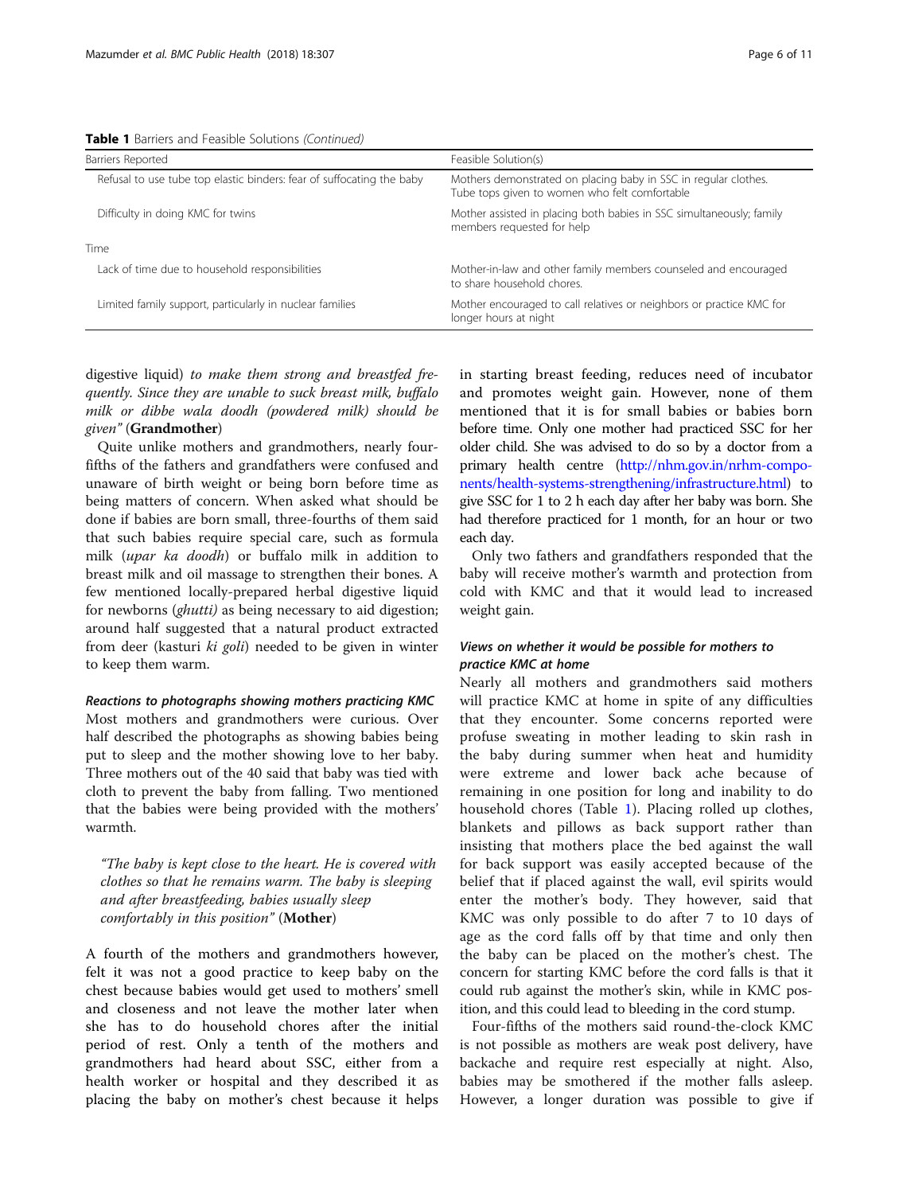**Table 1** Barriers and Feasible Solutions *(Continued)*

| Barriers Reported | Feasible Solution(s) |
| --- | --- |
| Refusal to use tube top elastic binders: fear of suffocating the baby | Mothers demonstrated on placing baby in SSC in regular clothes. Tube tops given to women who felt comfortable |
| Difficulty in doing KMC for twins | Mother assisted in placing both babies in SSC simultaneously; family members requested for help |
| Time | |
| Lack of time due to household responsibilities | Mother-in-law and other family members counseled and encouraged to share household chores. |
| Limited family support, particularly in nuclear families | Mother encouraged to call relatives or neighbors or practice KMC for longer hours at night |

digestive liquid) *to make them strong and breastfed frequently. Since they are unable to suck breast milk, buffalo milk or dibbe wala doodh (powdered milk) should be given"* (**Grandmother**)

Quite unlike mothers and grandmothers, nearly four-fifths of the fathers and grandfathers were confused and unaware of birth weight or being born before time as being matters of concern. When asked what should be done if babies are born small, three-fourths of them said that such babies require special care, such as formula milk (*upar ka doodh*) or buffalo milk in addition to breast milk and oil massage to strengthen their bones. A few mentioned locally-prepared herbal digestive liquid for newborns (*ghutti)* as being necessary to aid digestion; around half suggested that a natural product extracted from deer (kasturi *ki goli*) needed to be given in winter to keep them warm.

#### *Reactions to photographs showing mothers practicing KMC*

Most mothers and grandmothers were curious. Over half described the photographs as showing babies being put to sleep and the mother showing love to her baby. Three mothers out of the 40 said that baby was tied with cloth to prevent the baby from falling. Two mentioned that the babies were being provided with the mothers' warmth.

> *"The baby is kept close to the heart. He is covered with clothes so that he remains warm. The baby is sleeping and after breastfeeding, babies usually sleep comfortably in this position"* (**Mother**)

A fourth of the mothers and grandmothers however, felt it was not a good practice to keep baby on the chest because babies would get used to mothers' smell and closeness and not leave the mother later when she has to do household chores after the initial period of rest. Only a tenth of the mothers and grandmothers had heard about SSC, either from a health worker or hospital and they described it as placing the baby on mother's chest because it helps in starting breast feeding, reduces need of incubator and promotes weight gain. However, none of them mentioned that it is for small babies or babies born before time. Only one mother had practiced SSC for her older child. She was advised to do so by a doctor from a primary health centre (http://nhm.gov.in/nrhm-components/health-systems-strengthening/infrastructure.html) to give SSC for 1 to 2 h each day after her baby was born. She had therefore practiced for 1 month, for an hour or two each day.

Only two fathers and grandfathers responded that the baby will receive mother's warmth and protection from cold with KMC and that it would lead to increased weight gain.

#### *Views on whether it would be possible for mothers to practice KMC at home*

Nearly all mothers and grandmothers said mothers will practice KMC at home in spite of any difficulties that they encounter. Some concerns reported were profuse sweating in mother leading to skin rash in the baby during summer when heat and humidity were extreme and lower back ache because of remaining in one position for long and inability to do household chores (Table 1). Placing rolled up clothes, blankets and pillows as back support rather than insisting that mothers place the bed against the wall for back support was easily accepted because of the belief that if placed against the wall, evil spirits would enter the mother's body. They however, said that KMC was only possible to do after 7 to 10 days of age as the cord falls off by that time and only then the baby can be placed on the mother's chest. The concern for starting KMC before the cord falls is that it could rub against the mother's skin, while in KMC position, and this could lead to bleeding in the cord stump.

Four-fifths of the mothers said round-the-clock KMC is not possible as mothers are weak post delivery, have backache and require rest especially at night. Also, babies may be smothered if the mother falls asleep. However, a longer duration was possible to give if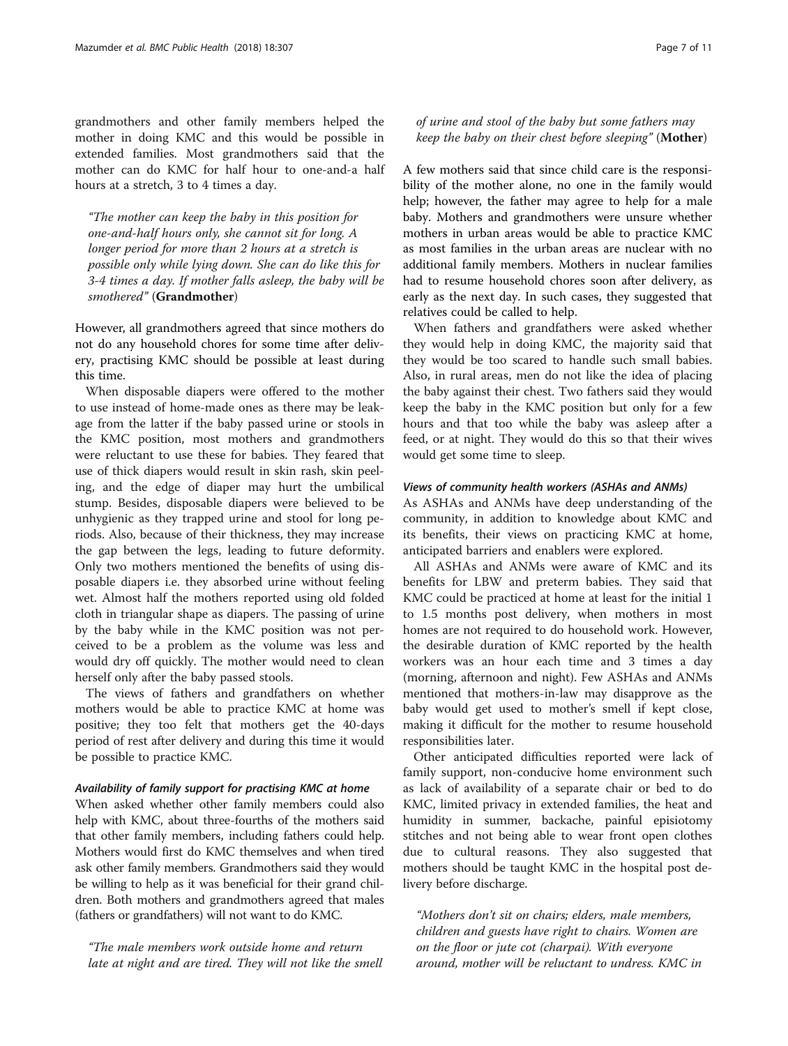grandmothers and other family members helped the mother in doing KMC and this would be possible in extended families. Most grandmothers said that the mother can do KMC for half hour to one-and-a half hours at a stretch, 3 to 4 times a day.

> *"The mother can keep the baby in this position for one-and-half hours only, she cannot sit for long. A longer period for more than 2 hours at a stretch is possible only while lying down. She can do like this for 3-4 times a day. If mother falls asleep, the baby will be smothered"* (**Grandmother**)

However, all grandmothers agreed that since mothers do not do any household chores for some time after delivery, practising KMC should be possible at least during this time.

When disposable diapers were offered to the mother to use instead of home-made ones as there may be leakage from the latter if the baby passed urine or stools in the KMC position, most mothers and grandmothers were reluctant to use these for babies. They feared that use of thick diapers would result in skin rash, skin peeling, and the edge of diaper may hurt the umbilical stump. Besides, disposable diapers were believed to be unhygienic as they trapped urine and stool for long periods. Also, because of their thickness, they may increase the gap between the legs, leading to future deformity. Only two mothers mentioned the benefits of using disposable diapers i.e. they absorbed urine without feeling wet. Almost half the mothers reported using old folded cloth in triangular shape as diapers. The passing of urine by the baby while in the KMC position was not perceived to be a problem as the volume was less and would dry off quickly. The mother would need to clean herself only after the baby passed stools.

The views of fathers and grandfathers on whether mothers would be able to practice KMC at home was positive; they too felt that mothers get the 40-days period of rest after delivery and during this time it would be possible to practice KMC.

#### *Availability of family support for practising KMC at home*

When asked whether other family members could also help with KMC, about three-fourths of the mothers said that other family members, including fathers could help. Mothers would first do KMC themselves and when tired ask other family members. Grandmothers said they would be willing to help as it was beneficial for their grand children. Both mothers and grandmothers agreed that males (fathers or grandfathers) will not want to do KMC.

> *"The male members work outside home and return late at night and are tired. They will not like the smell of urine and stool of the baby but some fathers may keep the baby on their chest before sleeping"* (**Mother**)

A few mothers said that since child care is the responsibility of the mother alone, no one in the family would help; however, the father may agree to help for a male baby. Mothers and grandmothers were unsure whether mothers in urban areas would be able to practice KMC as most families in the urban areas are nuclear with no additional family members. Mothers in nuclear families had to resume household chores soon after delivery, as early as the next day. In such cases, they suggested that relatives could be called to help.

When fathers and grandfathers were asked whether they would help in doing KMC, the majority said that they would be too scared to handle such small babies. Also, in rural areas, men do not like the idea of placing the baby against their chest. Two fathers said they would keep the baby in the KMC position but only for a few hours and that too while the baby was asleep after a feed, or at night. They would do this so that their wives would get some time to sleep.

#### *Views of community health workers (ASHAs and ANMs)*

As ASHAs and ANMs have deep understanding of the community, in addition to knowledge about KMC and its benefits, their views on practicing KMC at home, anticipated barriers and enablers were explored.

All ASHAs and ANMs were aware of KMC and its benefits for LBW and preterm babies. They said that KMC could be practiced at home at least for the initial 1 to 1.5 months post delivery, when mothers in most homes are not required to do household work. However, the desirable duration of KMC reported by the health workers was an hour each time and 3 times a day (morning, afternoon and night). Few ASHAs and ANMs mentioned that mothers-in-law may disapprove as the baby would get used to mother's smell if kept close, making it difficult for the mother to resume household responsibilities later.

Other anticipated difficulties reported were lack of family support, non-conducive home environment such as lack of availability of a separate chair or bed to do KMC, limited privacy in extended families, the heat and humidity in summer, backache, painful episiotomy stitches and not being able to wear front open clothes due to cultural reasons. They also suggested that mothers should be taught KMC in the hospital post delivery before discharge.

> *"Mothers don't sit on chairs; elders, male members, children and guests have right to chairs. Women are on the floor or jute cot (charpai). With everyone around, mother will be reluctant to undress. KMC in*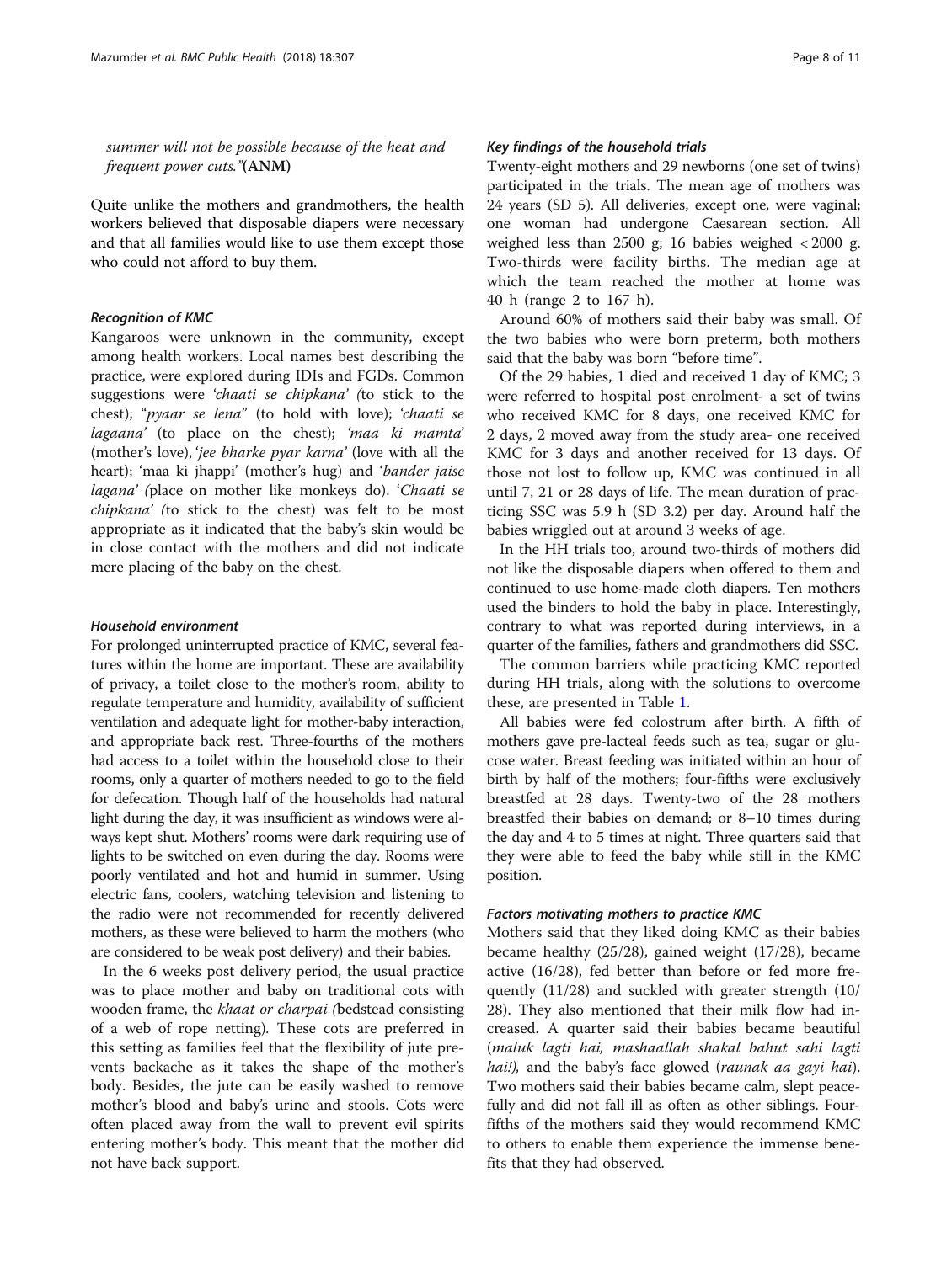*summer will not be possible because of the heat and frequent power cuts."*(**ANM**)

Quite unlike the mothers and grandmothers, the health workers believed that disposable diapers were necessary and that all families would like to use them except those who could not afford to buy them.

#### *Recognition of KMC*

Kangaroos were unknown in the community, except among health workers. Local names best describing the practice, were explored during IDIs and FGDs. Common suggestions were *'chaati se chipkana' (*to stick to the chest); "*pyaar se lena*" (to hold with love); *'chaati se lagaana'* (to place on the chest); *'maa ki mamta*' (mother's love), *'jee bharke pyar karna'* (love with all the heart); 'maa ki jhappi' (mother's hug) and '*bander jaise lagana' (*place on mother like monkeys do). '*Chaati se chipkana' (*to stick to the chest) was felt to be most appropriate as it indicated that the baby's skin would be in close contact with the mothers and did not indicate mere placing of the baby on the chest.

#### *Household environment*

For prolonged uninterrupted practice of KMC, several features within the home are important. These are availability of privacy, a toilet close to the mother's room, ability to regulate temperature and humidity, availability of sufficient ventilation and adequate light for mother-baby interaction, and appropriate back rest. Three-fourths of the mothers had access to a toilet within the household close to their rooms, only a quarter of mothers needed to go to the field for defecation. Though half of the households had natural light during the day, it was insufficient as windows were always kept shut. Mothers' rooms were dark requiring use of lights to be switched on even during the day. Rooms were poorly ventilated and hot and humid in summer. Using electric fans, coolers, watching television and listening to the radio were not recommended for recently delivered mothers, as these were believed to harm the mothers (who are considered to be weak post delivery) and their babies.

In the 6 weeks post delivery period, the usual practice was to place mother and baby on traditional cots with wooden frame, the *khaat or charpai (*bedstead consisting of a web of rope netting). These cots are preferred in this setting as families feel that the flexibility of jute prevents backache as it takes the shape of the mother's body. Besides, the jute can be easily washed to remove mother's blood and baby's urine and stools. Cots were often placed away from the wall to prevent evil spirits entering mother's body. This meant that the mother did not have back support.

#### *Key findings of the household trials*

Twenty-eight mothers and 29 newborns (one set of twins) participated in the trials. The mean age of mothers was 24 years (SD 5). All deliveries, except one, were vaginal; one woman had undergone Caesarean section. All weighed less than 2500 g; 16 babies weighed < 2000 g. Two-thirds were facility births. The median age at which the team reached the mother at home was 40 h (range 2 to 167 h).

Around 60% of mothers said their baby was small. Of the two babies who were born preterm, both mothers said that the baby was born "before time".

Of the 29 babies, 1 died and received 1 day of KMC; 3 were referred to hospital post enrolment- a set of twins who received KMC for 8 days, one received KMC for 2 days, 2 moved away from the study area- one received KMC for 3 days and another received for 13 days. Of those not lost to follow up, KMC was continued in all until 7, 21 or 28 days of life. The mean duration of practicing SSC was 5.9 h (SD 3.2) per day. Around half the babies wriggled out at around 3 weeks of age.

In the HH trials too, around two-thirds of mothers did not like the disposable diapers when offered to them and continued to use home-made cloth diapers. Ten mothers used the binders to hold the baby in place. Interestingly, contrary to what was reported during interviews, in a quarter of the families, fathers and grandmothers did SSC.

The common barriers while practicing KMC reported during HH trials, along with the solutions to overcome these, are presented in Table 1.

All babies were fed colostrum after birth. A fifth of mothers gave pre-lacteal feeds such as tea, sugar or glucose water. Breast feeding was initiated within an hour of birth by half of the mothers; four-fifths were exclusively breastfed at 28 days. Twenty-two of the 28 mothers breastfed their babies on demand; or 8–10 times during the day and 4 to 5 times at night. Three quarters said that they were able to feed the baby while still in the KMC position.

#### *Factors motivating mothers to practice KMC*

Mothers said that they liked doing KMC as their babies became healthy (25/28), gained weight (17/28), became active (16/28), fed better than before or fed more frequently (11/28) and suckled with greater strength (10/28). They also mentioned that their milk flow had increased. A quarter said their babies became beautiful (*maluk lagti hai, mashaallah shakal bahut sahi lagti hai!),* and the baby's face glowed (*raunak aa gayi hai*). Two mothers said their babies became calm, slept peacefully and did not fall ill as often as other siblings. Four-fifths of the mothers said they would recommend KMC to others to enable them experience the immense benefits that they had observed.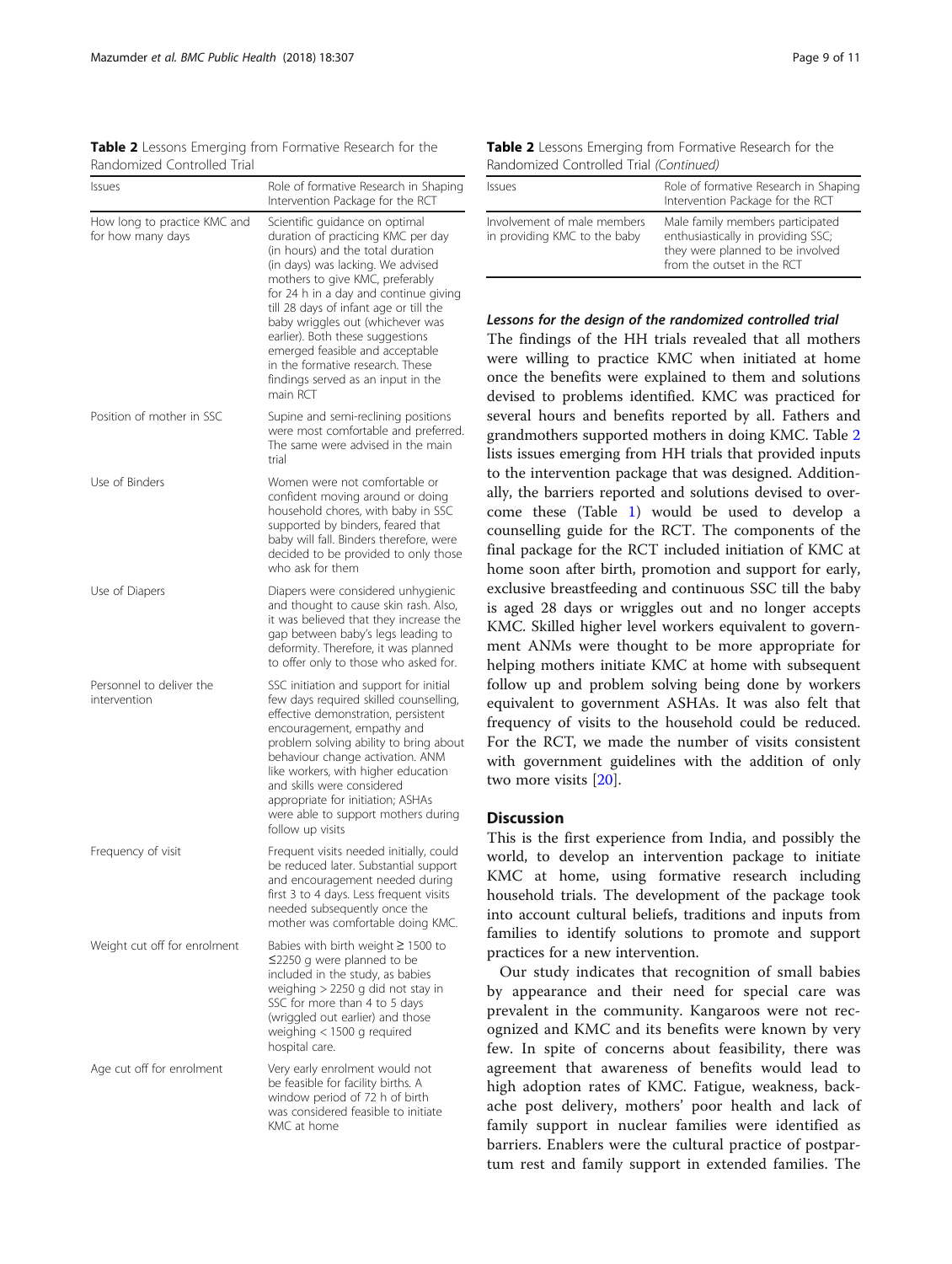**Table 2** Lessons Emerging from Formative Research for the Randomized Controlled Trial

| Issues | Role of formative Research in Shaping Intervention Package for the RCT |
| --- | --- |
| How long to practice KMC and for how many days | Scientific guidance on optimal duration of practicing KMC per day (in hours) and the total duration (in days) was lacking. We advised mothers to give KMC, preferably for 24 h in a day and continue giving till 28 days of infant age or till the baby wriggles out (whichever was earlier). Both these suggestions emerged feasible and acceptable in the formative research. These findings served as an input in the main RCT |
| Position of mother in SSC | Supine and semi-reclining positions were most comfortable and preferred. The same were advised in the main trial |
| Use of Binders | Women were not comfortable or confident moving around or doing household chores, with baby in SSC supported by binders, feared that baby will fall. Binders therefore, were decided to be provided to only those who ask for them |
| Use of Diapers | Diapers were considered unhygienic and thought to cause skin rash. Also, it was believed that they increase the gap between baby's legs leading to deformity. Therefore, it was planned to offer only to those who asked for. |
| Personnel to deliver the intervention | SSC initiation and support for initial few days required skilled counselling, effective demonstration, persistent encouragement, empathy and problem solving ability to bring about behaviour change activation. ANM like workers, with higher education and skills were considered appropriate for initiation; ASHAs were able to support mothers during follow up visits |
| Frequency of visit | Frequent visits needed initially, could be reduced later. Substantial support and encouragement needed during first 3 to 4 days. Less frequent visits needed subsequently once the mother was comfortable doing KMC. |
| Weight cut off for enrolment | Babies with birth weight ≥ 1500 to ≤2250 g were planned to be included in the study, as babies weighing > 2250 g did not stay in SSC for more than 4 to 5 days (wriggled out earlier) and those weighing < 1500 g required hospital care. |
| Age cut off for enrolment | Very early enrolment would not be feasible for facility births. A window period of 72 h of birth was considered feasible to initiate KMC at home |
| Involvement of male members in providing KMC to the baby | Male family members participated enthusiastically in providing SSC; they were planned to be involved from the outset in the RCT |

#### *Lessons for the design of the randomized controlled trial*

The findings of the HH trials revealed that all mothers were willing to practice KMC when initiated at home once the benefits were explained to them and solutions devised to problems identified. KMC was practiced for several hours and benefits reported by all. Fathers and grandmothers supported mothers in doing KMC. Table 2 lists issues emerging from HH trials that provided inputs to the intervention package that was designed. Additionally, the barriers reported and solutions devised to overcome these (Table 1) would be used to develop a counselling guide for the RCT. The components of the final package for the RCT included initiation of KMC at home soon after birth, promotion and support for early, exclusive breastfeeding and continuous SSC till the baby is aged 28 days or wriggles out and no longer accepts KMC. Skilled higher level workers equivalent to government ANMs were thought to be more appropriate for helping mothers initiate KMC at home with subsequent follow up and problem solving being done by workers equivalent to government ASHAs. It was also felt that frequency of visits to the household could be reduced. For the RCT, we made the number of visits consistent with government guidelines with the addition of only two more visits [20].

## Discussion

This is the first experience from India, and possibly the world, to develop an intervention package to initiate KMC at home, using formative research including household trials. The development of the package took into account cultural beliefs, traditions and inputs from families to identify solutions to promote and support practices for a new intervention.

Our study indicates that recognition of small babies by appearance and their need for special care was prevalent in the community. Kangaroos were not recognized and KMC and its benefits were known by very few. In spite of concerns about feasibility, there was agreement that awareness of benefits would lead to high adoption rates of KMC. Fatigue, weakness, backache post delivery, mothers' poor health and lack of family support in nuclear families were identified as barriers. Enablers were the cultural practice of postpartum rest and family support in extended families. The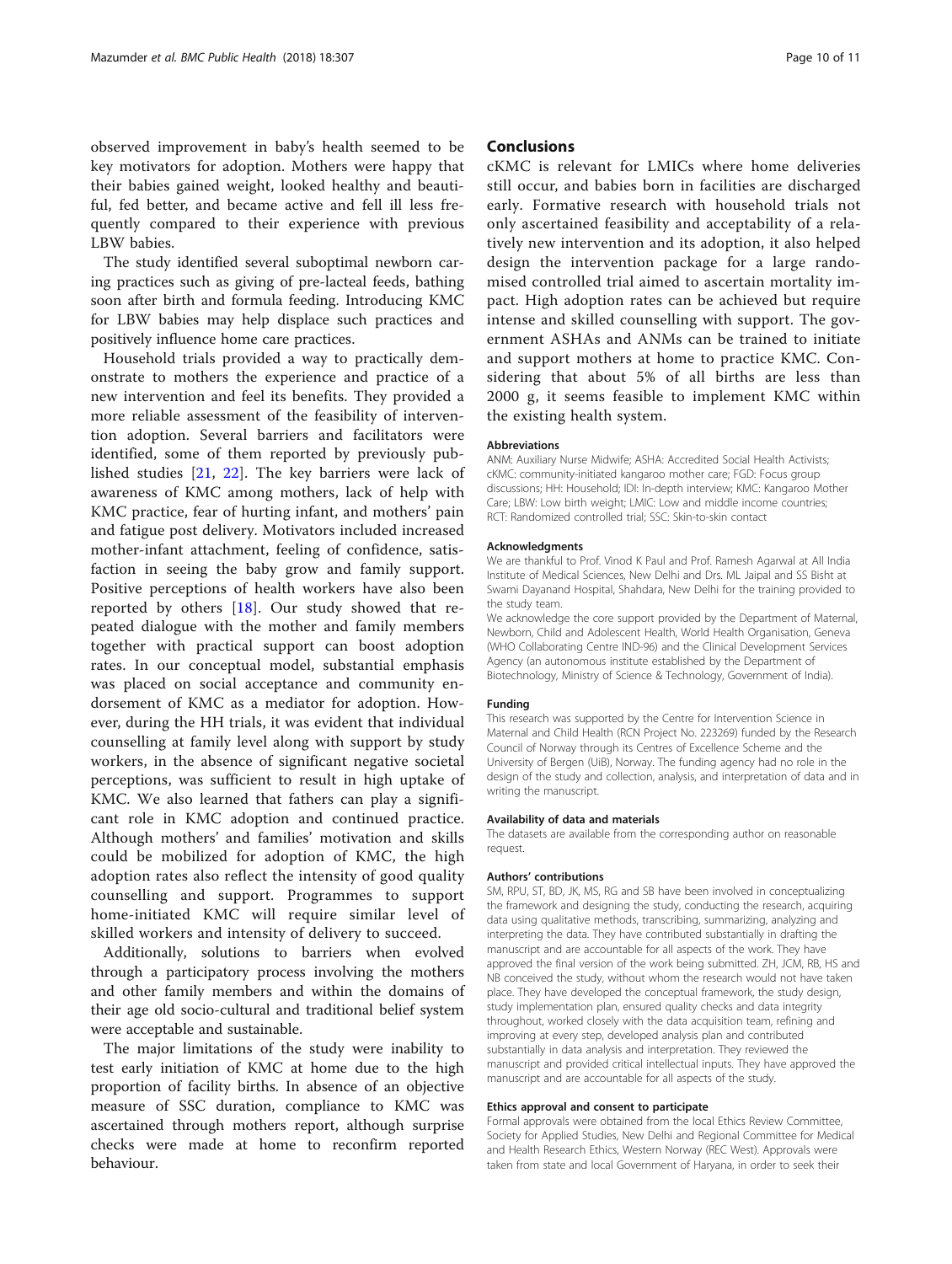observed improvement in baby's health seemed to be key motivators for adoption. Mothers were happy that their babies gained weight, looked healthy and beautiful, fed better, and became active and fell ill less frequently compared to their experience with previous LBW babies.

The study identified several suboptimal newborn caring practices such as giving of pre-lacteal feeds, bathing soon after birth and formula feeding. Introducing KMC for LBW babies may help displace such practices and positively influence home care practices.

Household trials provided a way to practically demonstrate to mothers the experience and practice of a new intervention and feel its benefits. They provided a more reliable assessment of the feasibility of intervention adoption. Several barriers and facilitators were identified, some of them reported by previously published studies [21, 22]. The key barriers were lack of awareness of KMC among mothers, lack of help with KMC practice, fear of hurting infant, and mothers' pain and fatigue post delivery. Motivators included increased mother-infant attachment, feeling of confidence, satisfaction in seeing the baby grow and family support. Positive perceptions of health workers have also been reported by others [18]. Our study showed that repeated dialogue with the mother and family members together with practical support can boost adoption rates. In our conceptual model, substantial emphasis was placed on social acceptance and community endorsement of KMC as a mediator for adoption. However, during the HH trials, it was evident that individual counselling at family level along with support by study workers, in the absence of significant negative societal perceptions, was sufficient to result in high uptake of KMC. We also learned that fathers can play a significant role in KMC adoption and continued practice. Although mothers' and families' motivation and skills could be mobilized for adoption of KMC, the high adoption rates also reflect the intensity of good quality counselling and support. Programmes to support home-initiated KMC will require similar level of skilled workers and intensity of delivery to succeed.

Additionally, solutions to barriers when evolved through a participatory process involving the mothers and other family members and within the domains of their age old socio-cultural and traditional belief system were acceptable and sustainable.

The major limitations of the study were inability to test early initiation of KMC at home due to the high proportion of facility births. In absence of an objective measure of SSC duration, compliance to KMC was ascertained through mothers report, although surprise checks were made at home to reconfirm reported behaviour.

## Conclusions

cKMC is relevant for LMICs where home deliveries still occur, and babies born in facilities are discharged early. Formative research with household trials not only ascertained feasibility and acceptability of a relatively new intervention and its adoption, it also helped design the intervention package for a large randomised controlled trial aimed to ascertain mortality impact. High adoption rates can be achieved but require intense and skilled counselling with support. The government ASHAs and ANMs can be trained to initiate and support mothers at home to practice KMC. Considering that about 5% of all births are less than 2000 g, it seems feasible to implement KMC within the existing health system.

#### Abbreviations

ANM: Auxiliary Nurse Midwife; ASHA: Accredited Social Health Activists; cKMC: community-initiated kangaroo mother care; FGD: Focus group discussions; HH: Household; IDI: In-depth interview; KMC: Kangaroo Mother Care; LBW: Low birth weight; LMIC: Low and middle income countries; RCT: Randomized controlled trial; SSC: Skin-to-skin contact

#### Acknowledgments

We are thankful to Prof. Vinod K Paul and Prof. Ramesh Agarwal at All India Institute of Medical Sciences, New Delhi and Drs. ML Jaipal and SS Bisht at Swami Dayanand Hospital, Shahdara, New Delhi for the training provided to the study team.

We acknowledge the core support provided by the Department of Maternal, Newborn, Child and Adolescent Health, World Health Organisation, Geneva (WHO Collaborating Centre IND-96) and the Clinical Development Services Agency (an autonomous institute established by the Department of Biotechnology, Ministry of Science & Technology, Government of India).

#### Funding

This research was supported by the Centre for Intervention Science in Maternal and Child Health (RCN Project No. 223269) funded by the Research Council of Norway through its Centres of Excellence Scheme and the University of Bergen (UiB), Norway. The funding agency had no role in the design of the study and collection, analysis, and interpretation of data and in writing the manuscript.

#### Availability of data and materials

The datasets are available from the corresponding author on reasonable request.

#### Authors' contributions

SM, RPU, ST, BD, JK, MS, RG and SB have been involved in conceptualizing the framework and designing the study, conducting the research, acquiring data using qualitative methods, transcribing, summarizing, analyzing and interpreting the data. They have contributed substantially in drafting the manuscript and are accountable for all aspects of the work. They have approved the final version of the work being submitted. ZH, JCM, RB, HS and NB conceived the study, without whom the research would not have taken place. They have developed the conceptual framework, the study design, study implementation plan, ensured quality checks and data integrity throughout, worked closely with the data acquisition team, refining and improving at every step, developed analysis plan and contributed substantially in data analysis and interpretation. They reviewed the manuscript and provided critical intellectual inputs. They have approved the manuscript and are accountable for all aspects of the study.

#### Ethics approval and consent to participate

Formal approvals were obtained from the local Ethics Review Committee, Society for Applied Studies, New Delhi and Regional Committee for Medical and Health Research Ethics, Western Norway (REC West). Approvals were taken from state and local Government of Haryana, in order to seek their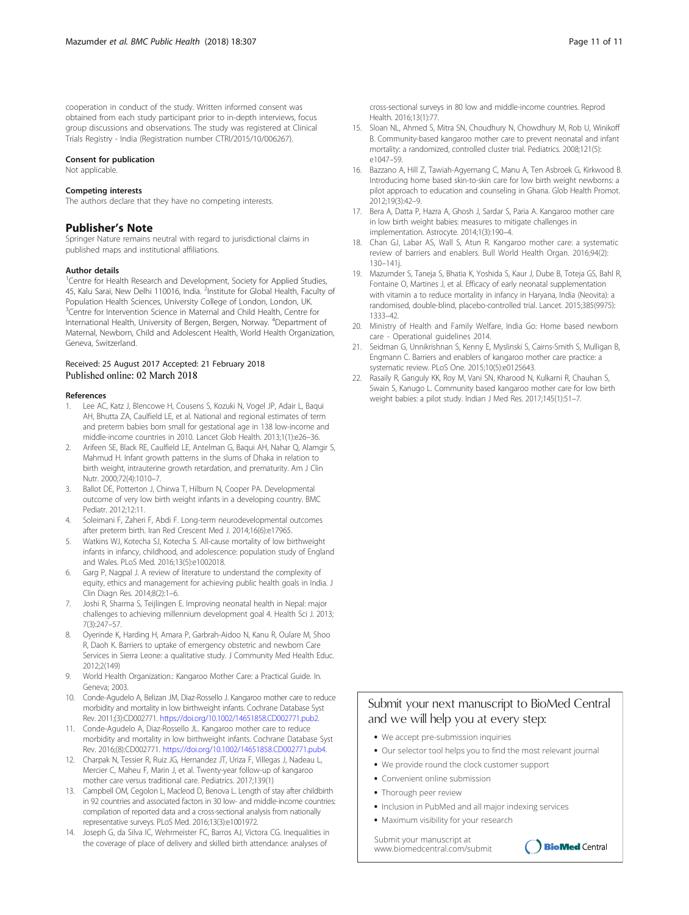cooperation in conduct of the study. Written informed consent was obtained from each study participant prior to in-depth interviews, focus group discussions and observations. The study was registered at Clinical Trials Registry - India (Registration number CTRI/2015/10/006267).

### Consent for publication

Not applicable.

### Competing interests

The authors declare that they have no competing interests.

## Publisher's Note

Springer Nature remains neutral with regard to jurisdictional claims in published maps and institutional affiliations.

### Author details

[1]Centre for Health Research and Development, Society for Applied Studies, 45, Kalu Sarai, New Delhi 110016, India. [2]Institute for Global Health, Faculty of Population Health Sciences, University College of London, London, UK. [3]Centre for Intervention Science in Maternal and Child Health, Centre for International Health, University of Bergen, Bergen, Norway. [4]Department of Maternal, Newborn, Child and Adolescent Health, World Health Organization, Geneva, Switzerland.

Received: 25 August 2017 Accepted: 21 February 2018
Published online: 02 March 2018

### References

1. Lee AC, Katz J, Blencowe H, Cousens S, Kozuki N, Vogel JP, Adair L, Baqui AH, Bhutta ZA, Caulfield LE, et al. National and regional estimates of term and preterm babies born small for gestational age in 138 low-income and middle-income countries in 2010. Lancet Glob Health. 2013;1(1):e26–36.
2. Arifeen SE, Black RE, Caulfield LE, Antelman G, Baqui AH, Nahar Q, Alamgir S, Mahmud H. Infant growth patterns in the slums of Dhaka in relation to birth weight, intrauterine growth retardation, and prematurity. Am J Clin Nutr. 2000;72(4):1010–7.
3. Ballot DE, Potterton J, Chirwa T, Hilburn N, Cooper PA. Developmental outcome of very low birth weight infants in a developing country. BMC Pediatr. 2012;12:11.
4. Soleimani F, Zaheri F, Abdi F. Long-term neurodevelopmental outcomes after preterm birth. Iran Red Crescent Med J. 2014;16(6):e17965.
5. Watkins WJ, Kotecha SJ, Kotecha S. All-cause mortality of low birthweight infants in infancy, childhood, and adolescence: population study of England and Wales. PLoS Med. 2016;13(5):e1002018.
6. Garg P, Nagpal J. A review of literature to understand the complexity of equity, ethics and management for achieving public health goals in India. J Clin Diagn Res. 2014;8(2):1–6.
7. Joshi R, Sharma S, Teijlingen E. Improving neonatal health in Nepal: major challenges to achieving millennium development goal 4. Health Sci J. 2013; 7(3):247–57.
8. Oyerinde K, Harding H, Amara P, Garbrah-Aidoo N, Kanu R, Oulare M, Shoo R, Daoh K. Barriers to uptake of emergency obstetric and newborn Care Services in Sierra Leone: a qualitative study. J Community Med Health Educ. 2012;2(149)
9. World Health Organization.: Kangaroo Mother Care: a Practical Guide. In. Geneva; 2003.
10. Conde-Agudelo A, Belizan JM, Diaz-Rossello J. Kangaroo mother care to reduce morbidity and mortality in low birthweight infants. Cochrane Database Syst Rev. 2011;(3):CD002771. https://doi.org/10.1002/14651858.CD002771.pub2.
11. Conde-Agudelo A, Diaz-Rossello JL. Kangaroo mother care to reduce morbidity and mortality in low birthweight infants. Cochrane Database Syst Rev. 2016;(8):CD002771. https://doi.org/10.1002/14651858.CD002771.pub4.
12. Charpak N, Tessier R, Ruiz JG, Hernandez JT, Uriza F, Villegas J, Nadeau L, Mercier C, Maheu F, Marin J, et al. Twenty-year follow-up of kangaroo mother care versus traditional care. Pediatrics. 2017;139(1)
13. Campbell OM, Cegolon L, Macleod D, Benova L. Length of stay after childbirth in 92 countries and associated factors in 30 low- and middle-income countries: compilation of reported data and a cross-sectional analysis from nationally representative surveys. PLoS Med. 2016;13(3):e1001972.
14. Joseph G, da Silva IC, Wehrmeister FC, Barros AJ, Victora CG. Inequalities in the coverage of place of delivery and skilled birth attendance: analyses of cross-sectional surveys in 80 low and middle-income countries. Reprod Health. 2016;13(1):77.
15. Sloan NL, Ahmed S, Mitra SN, Choudhury N, Chowdhury M, Rob U, Winikoff B. Community-based kangaroo mother care to prevent neonatal and infant mortality: a randomized, controlled cluster trial. Pediatrics. 2008;121(5): e1047–59.
16. Bazzano A, Hill Z, Tawiah-Agyemang C, Manu A, Ten Asbroek G, Kirkwood B. Introducing home based skin-to-skin care for low birth weight newborns: a pilot approach to education and counseling in Ghana. Glob Health Promot. 2012;19(3):42–9.
17. Bera A, Datta P, Hazra A, Ghosh J, Sardar S, Paria A. Kangaroo mother care in low birth weight babies: measures to mitigate challenges in implementation. Astrocyte. 2014;1(3):190–4.
18. Chan GJ, Labar AS, Wall S, Atun R. Kangaroo mother care: a systematic review of barriers and enablers. Bull World Health Organ. 2016;94(2): 130–141j.
19. Mazumder S, Taneja S, Bhatia K, Yoshida S, Kaur J, Dube B, Toteja GS, Bahl R, Fontaine O, Martines J, et al. Efficacy of early neonatal supplementation with vitamin a to reduce mortality in infancy in Haryana, India (Neovita): a randomised, double-blind, placebo-controlled trial. Lancet. 2015;385(9975): 1333–42.
20. Ministry of Health and Family Welfare, India Go: Home based newborn care - Operational guidelines 2014.
21. Seidman G, Unnikrishnan S, Kenny E, Myslinski S, Cairns-Smith S, Mulligan B, Engmann C. Barriers and enablers of kangaroo mother care practice: a systematic review. PLoS One. 2015;10(5):e0125643.
22. Rasaily R, Ganguly KK, Roy M, Vani SN, Kharood N, Kulkarni R, Chauhan S, Swain S, Kanugo L. Community based kangaroo mother care for low birth weight babies: a pilot study. Indian J Med Res. 2017;145(1):51–7.

Submit your next manuscript to BioMed Central and we will help you at every step:

- We accept pre-submission inquiries
- Our selector tool helps you to find the most relevant journal
- We provide round the clock customer support
- Convenient online submission
- Thorough peer review
- Inclusion in PubMed and all major indexing services
- Maximum visibility for your research

Submit your manuscript at www.biomedcentral.com/submit

BioMed Central